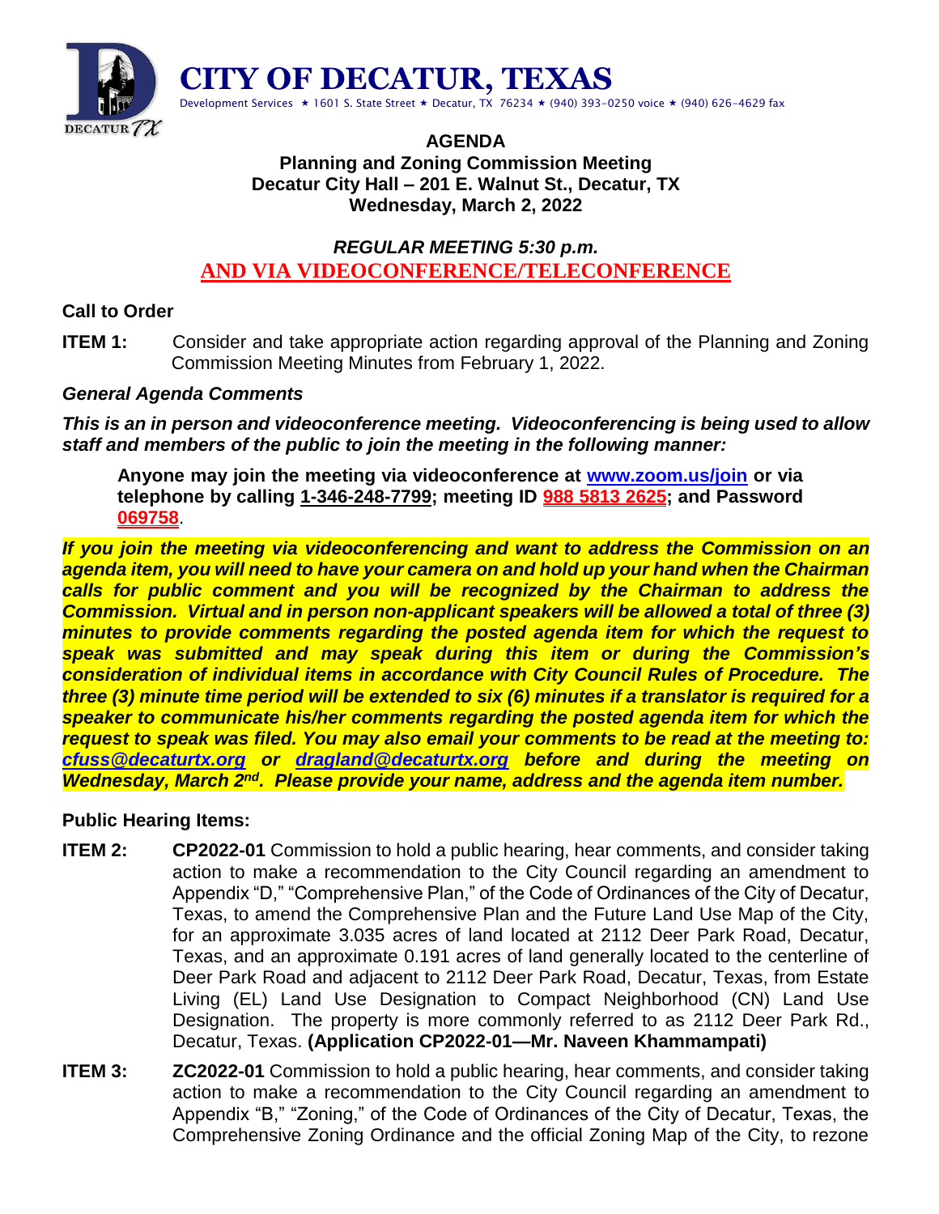# CITY OF DECATUR, TEXAS

Development Services ★ 1601 S. State Street ★ Decatur, TX 76234 ★ (940) 393-0250 voice ★ (940) 626-4629 fax

**AGENDA**
**Planning and Zoning Commission Meeting**
**Decatur City Hall – 201 E. Walnut St., Decatur, TX**
**Wednesday, March 2, 2022**

***REGULAR MEETING 5:30 p.m.***
**AND VIA VIDEOCONFERENCE/TELECONFERENCE**

**Call to Order**

**ITEM 1:** Consider and take appropriate action regarding approval of the Planning and Zoning Commission Meeting Minutes from February 1, 2022.

***General Agenda Comments***

***This is an in person and videoconference meeting. Videoconferencing is being used to allow staff and members of the public to join the meeting in the following manner:***

**Anyone may join the meeting via videoconference at www.zoom.us/join or via telephone by calling 1-346-248-7799; meeting ID 988 5813 2625; and Password 069758.**

***If you join the meeting via videoconferencing and want to address the Commission on an agenda item, you will need to have your camera on and hold up your hand when the Chairman calls for public comment and you will be recognized by the Chairman to address the Commission. Virtual and in person non-applicant speakers will be allowed a total of three (3) minutes to provide comments regarding the posted agenda item for which the request to speak was submitted and may speak during this item or during the Commission's consideration of individual items in accordance with City Council Rules of Procedure. The three (3) minute time period will be extended to six (6) minutes if a translator is required for a speaker to communicate his/her comments regarding the posted agenda item for which the request to speak was filed. You may also email your comments to be read at the meeting to: cfuss@decaturtx.org or dragland@decaturtx.org before and during the meeting on Wednesday, March 2nd. Please provide your name, address and the agenda item number.***

**Public Hearing Items:**

**ITEM 2:** **CP2022-01** Commission to hold a public hearing, hear comments, and consider taking action to make a recommendation to the City Council regarding an amendment to Appendix "D," "Comprehensive Plan," of the Code of Ordinances of the City of Decatur, Texas, to amend the Comprehensive Plan and the Future Land Use Map of the City, for an approximate 3.035 acres of land located at 2112 Deer Park Road, Decatur, Texas, and an approximate 0.191 acres of land generally located to the centerline of Deer Park Road and adjacent to 2112 Deer Park Road, Decatur, Texas, from Estate Living (EL) Land Use Designation to Compact Neighborhood (CN) Land Use Designation. The property is more commonly referred to as 2112 Deer Park Rd., Decatur, Texas. **(Application CP2022-01—Mr. Naveen Khammampati)**

**ITEM 3:** **ZC2022-01** Commission to hold a public hearing, hear comments, and consider taking action to make a recommendation to the City Council regarding an amendment to Appendix "B," "Zoning," of the Code of Ordinances of the City of Decatur, Texas, the Comprehensive Zoning Ordinance and the official Zoning Map of the City, to rezone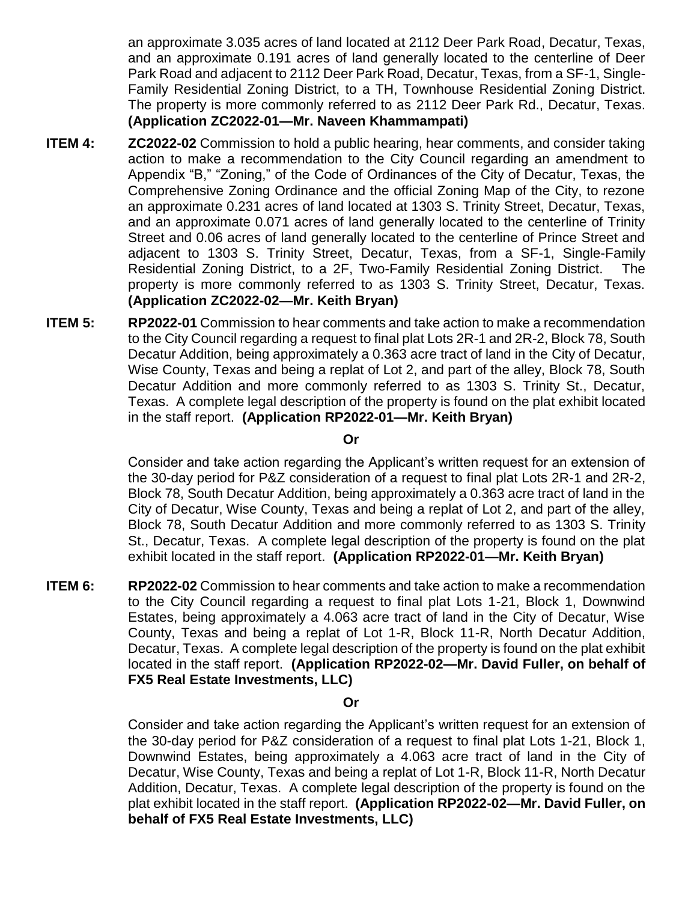an approximate 3.035 acres of land located at 2112 Deer Park Road, Decatur, Texas, and an approximate 0.191 acres of land generally located to the centerline of Deer Park Road and adjacent to 2112 Deer Park Road, Decatur, Texas, from a SF-1, Single-Family Residential Zoning District, to a TH, Townhouse Residential Zoning District. The property is more commonly referred to as 2112 Deer Park Rd., Decatur, Texas. **(Application ZC2022-01—Mr. Naveen Khammampati)**

**ITEM 4:** **ZC2022-02** Commission to hold a public hearing, hear comments, and consider taking action to make a recommendation to the City Council regarding an amendment to Appendix "B," "Zoning," of the Code of Ordinances of the City of Decatur, Texas, the Comprehensive Zoning Ordinance and the official Zoning Map of the City, to rezone an approximate 0.231 acres of land located at 1303 S. Trinity Street, Decatur, Texas, and an approximate 0.071 acres of land generally located to the centerline of Trinity Street and 0.06 acres of land generally located to the centerline of Prince Street and adjacent to 1303 S. Trinity Street, Decatur, Texas, from a SF-1, Single-Family Residential Zoning District, to a 2F, Two-Family Residential Zoning District. The property is more commonly referred to as 1303 S. Trinity Street, Decatur, Texas. **(Application ZC2022-02—Mr. Keith Bryan)**

**ITEM 5:** **RP2022-01** Commission to hear comments and take action to make a recommendation to the City Council regarding a request to final plat Lots 2R-1 and 2R-2, Block 78, South Decatur Addition, being approximately a 0.363 acre tract of land in the City of Decatur, Wise County, Texas and being a replat of Lot 2, and part of the alley, Block 78, South Decatur Addition and more commonly referred to as 1303 S. Trinity St., Decatur, Texas. A complete legal description of the property is found on the plat exhibit located in the staff report. **(Application RP2022-01—Mr. Keith Bryan)**

**Or**

Consider and take action regarding the Applicant's written request for an extension of the 30-day period for P&Z consideration of a request to final plat Lots 2R-1 and 2R-2, Block 78, South Decatur Addition, being approximately a 0.363 acre tract of land in the City of Decatur, Wise County, Texas and being a replat of Lot 2, and part of the alley, Block 78, South Decatur Addition and more commonly referred to as 1303 S. Trinity St., Decatur, Texas. A complete legal description of the property is found on the plat exhibit located in the staff report. **(Application RP2022-01—Mr. Keith Bryan)**

**ITEM 6:** **RP2022-02** Commission to hear comments and take action to make a recommendation to the City Council regarding a request to final plat Lots 1-21, Block 1, Downwind Estates, being approximately a 4.063 acre tract of land in the City of Decatur, Wise County, Texas and being a replat of Lot 1-R, Block 11-R, North Decatur Addition, Decatur, Texas. A complete legal description of the property is found on the plat exhibit located in the staff report. **(Application RP2022-02—Mr. David Fuller, on behalf of FX5 Real Estate Investments, LLC)**

**Or**

Consider and take action regarding the Applicant's written request for an extension of the 30-day period for P&Z consideration of a request to final plat Lots 1-21, Block 1, Downwind Estates, being approximately a 4.063 acre tract of land in the City of Decatur, Wise County, Texas and being a replat of Lot 1-R, Block 11-R, North Decatur Addition, Decatur, Texas. A complete legal description of the property is found on the plat exhibit located in the staff report. **(Application RP2022-02—Mr. David Fuller, on behalf of FX5 Real Estate Investments, LLC)**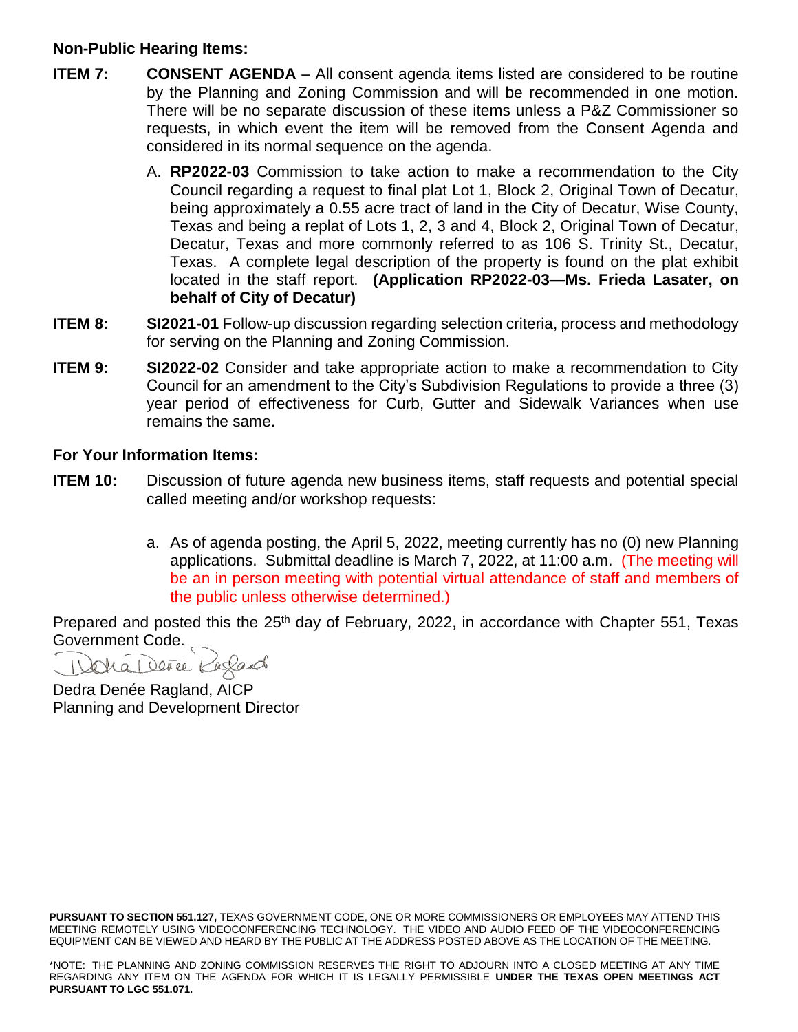**Non-Public Hearing Items:**

**ITEM 7:** **CONSENT AGENDA** – All consent agenda items listed are considered to be routine by the Planning and Zoning Commission and will be recommended in one motion. There will be no separate discussion of these items unless a P&Z Commissioner so requests, in which event the item will be removed from the Consent Agenda and considered in its normal sequence on the agenda.

A. **RP2022-03** Commission to take action to make a recommendation to the City Council regarding a request to final plat Lot 1, Block 2, Original Town of Decatur, being approximately a 0.55 acre tract of land in the City of Decatur, Wise County, Texas and being a replat of Lots 1, 2, 3 and 4, Block 2, Original Town of Decatur, Decatur, Texas and more commonly referred to as 106 S. Trinity St., Decatur, Texas. A complete legal description of the property is found on the plat exhibit located in the staff report. **(Application RP2022-03—Ms. Frieda Lasater, on behalf of City of Decatur)**

**ITEM 8:** **SI2021-01** Follow-up discussion regarding selection criteria, process and methodology for serving on the Planning and Zoning Commission.

**ITEM 9:** **SI2022-02** Consider and take appropriate action to make a recommendation to City Council for an amendment to the City's Subdivision Regulations to provide a three (3) year period of effectiveness for Curb, Gutter and Sidewalk Variances when use remains the same.

**For Your Information Items:**

**ITEM 10:** Discussion of future agenda new business items, staff requests and potential special called meeting and/or workshop requests:

a. As of agenda posting, the April 5, 2022, meeting currently has no (0) new Planning applications. Submittal deadline is March 7, 2022, at 11:00 a.m. (The meeting will be an in person meeting with potential virtual attendance of staff and members of the public unless otherwise determined.)

Prepared and posted this the 25th day of February, 2022, in accordance with Chapter 551, Texas Government Code.

Dedra Denée Ragland, AICP
Planning and Development Director

**PURSUANT TO SECTION 551.127,** TEXAS GOVERNMENT CODE, ONE OR MORE COMMISSIONERS OR EMPLOYEES MAY ATTEND THIS MEETING REMOTELY USING VIDEOCONFERENCING TECHNOLOGY. THE VIDEO AND AUDIO FEED OF THE VIDEOCONFERENCING EQUIPMENT CAN BE VIEWED AND HEARD BY THE PUBLIC AT THE ADDRESS POSTED ABOVE AS THE LOCATION OF THE MEETING.

*NOTE: THE PLANNING AND ZONING COMMISSION RESERVES THE RIGHT TO ADJOURN INTO A CLOSED MEETING AT ANY TIME REGARDING ANY ITEM ON THE AGENDA FOR WHICH IT IS LEGALLY PERMISSIBLE **UNDER THE TEXAS OPEN MEETINGS ACT PURSUANT TO LGC 551.071.**